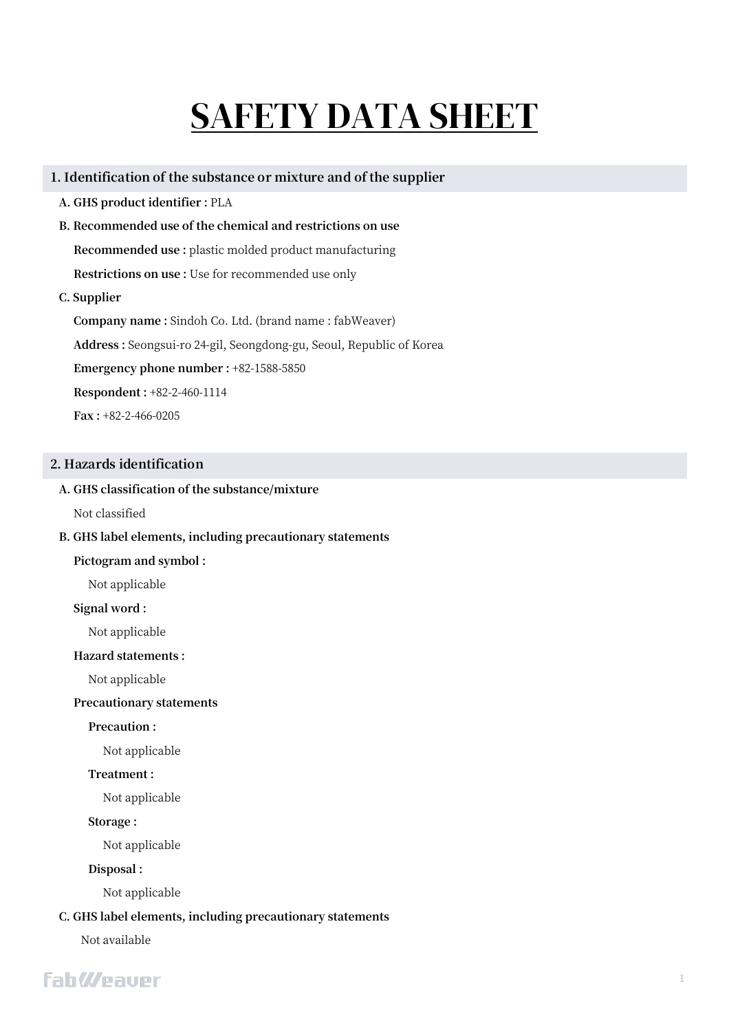# SAFETY DATA SHEET

## 1. Identification of the substance or mixture and of the supplier

**A. GHS product identifier :** PLA

**B. Recommended use of the chemical and restrictions on use**

**Recommended use :** plastic molded product manufacturing

**Restrictions on use :** Use for recommended use only

**C. Supplier**

**Company name :** Sindoh Co. Ltd. (brand name : fabWeaver)

**Address :** Seongsui-ro 24-gil, Seongdong-gu, Seoul, Republic of Korea

**Emergency phone number :** +82-1588-5850

**Respondent :** +82-2-460-1114

**Fax :** +82-2-466-0205

## 2. Hazards identification

**A. GHS classification of the substance/mixture**

Not classified

**B. GHS label elements, including precautionary statements**

**Pictogram and symbol :**

Not applicable

**Signal word :**

Not applicable

**Hazard statements :**

Not applicable

**Precautionary statements**

**Precaution :**

Not applicable

**Treatment :**

Not applicable

**Storage :**

Not applicable

**Disposal :**

Not applicable

**C. GHS label elements, including precautionary statements**

Not available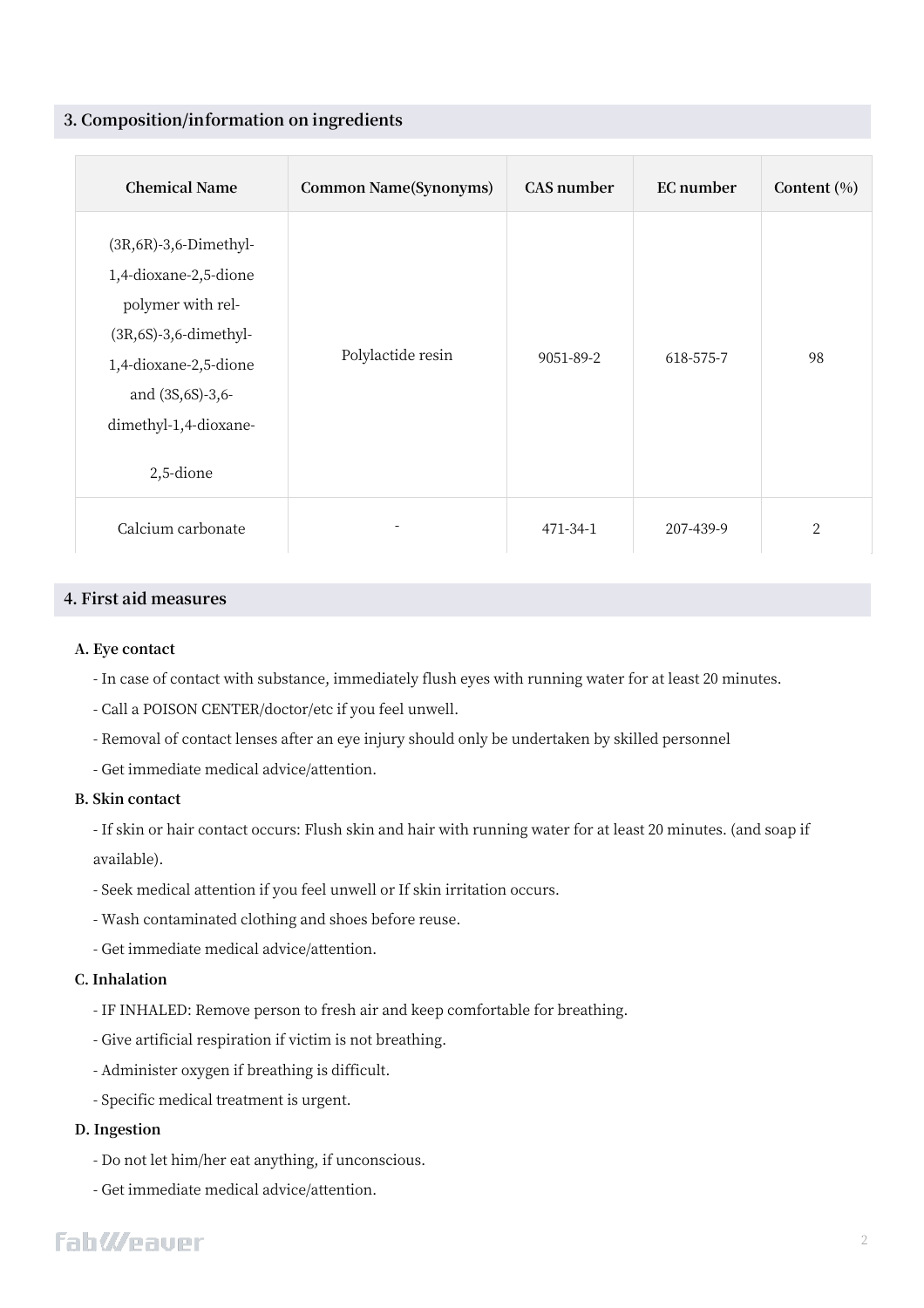## 3. Composition/information on ingredients

| Chemical Name | Common Name(Synonyms) | CAS number | EC number | Content (%) |
|---|---|---|---|---|
| (3R,6R)-3,6-Dimethyl-1,4-dioxane-2,5-dione polymer with rel-(3R,6S)-3,6-dimethyl-1,4-dioxane-2,5-dione and (3S,6S)-3,6-dimethyl-1,4-dioxane-2,5-dione | Polylactide resin | 9051-89-2 | 618-575-7 | 98 |
| Calcium carbonate | - | 471-34-1 | 207-439-9 | 2 |

## 4. First aid measures

**A. Eye contact**

- In case of contact with substance, immediately flush eyes with running water for at least 20 minutes.
- Call a POISON CENTER/doctor/etc if you feel unwell.
- Removal of contact lenses after an eye injury should only be undertaken by skilled personnel
- Get immediate medical advice/attention.

**B. Skin contact**

- If skin or hair contact occurs: Flush skin and hair with running water for at least 20 minutes. (and soap if available).
- Seek medical attention if you feel unwell or If skin irritation occurs.
- Wash contaminated clothing and shoes before reuse.
- Get immediate medical advice/attention.

**C. Inhalation**

- IF INHALED: Remove person to fresh air and keep comfortable for breathing.
- Give artificial respiration if victim is not breathing.
- Administer oxygen if breathing is difficult.
- Specific medical treatment is urgent.

**D. Ingestion**

- Do not let him/her eat anything, if unconscious.
- Get immediate medical advice/attention.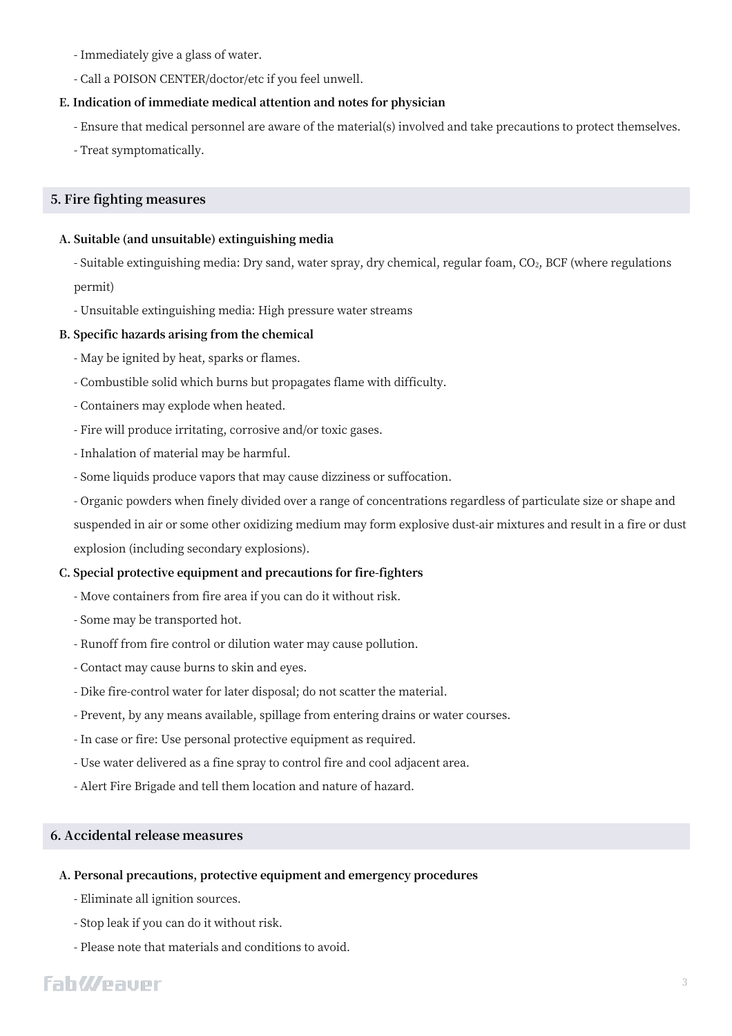- Immediately give a glass of water.
- Call a POISON CENTER/doctor/etc if you feel unwell.

**E. Indication of immediate medical attention and notes for physician**

- Ensure that medical personnel are aware of the material(s) involved and take precautions to protect themselves.
- Treat symptomatically.

## 5. Fire fighting measures

**A. Suitable (and unsuitable) extinguishing media**

- Suitable extinguishing media: Dry sand, water spray, dry chemical, regular foam, $CO_2$, BCF (where regulations permit)
- Unsuitable extinguishing media: High pressure water streams

**B. Specific hazards arising from the chemical**

- May be ignited by heat, sparks or flames.
- Combustible solid which burns but propagates flame with difficulty.
- Containers may explode when heated.
- Fire will produce irritating, corrosive and/or toxic gases.
- Inhalation of material may be harmful.
- Some liquids produce vapors that may cause dizziness or suffocation.
- Organic powders when finely divided over a range of concentrations regardless of particulate size or shape and suspended in air or some other oxidizing medium may form explosive dust-air mixtures and result in a fire or dust explosion (including secondary explosions).

**C. Special protective equipment and precautions for fire-fighters**

- Move containers from fire area if you can do it without risk.
- Some may be transported hot.
- Runoff from fire control or dilution water may cause pollution.
- Contact may cause burns to skin and eyes.
- Dike fire-control water for later disposal; do not scatter the material.
- Prevent, by any means available, spillage from entering drains or water courses.
- In case or fire: Use personal protective equipment as required.
- Use water delivered as a fine spray to control fire and cool adjacent area.
- Alert Fire Brigade and tell them location and nature of hazard.

## 6. Accidental release measures

**A. Personal precautions, protective equipment and emergency procedures**

- Eliminate all ignition sources.
- Stop leak if you can do it without risk.
- Please note that materials and conditions to avoid.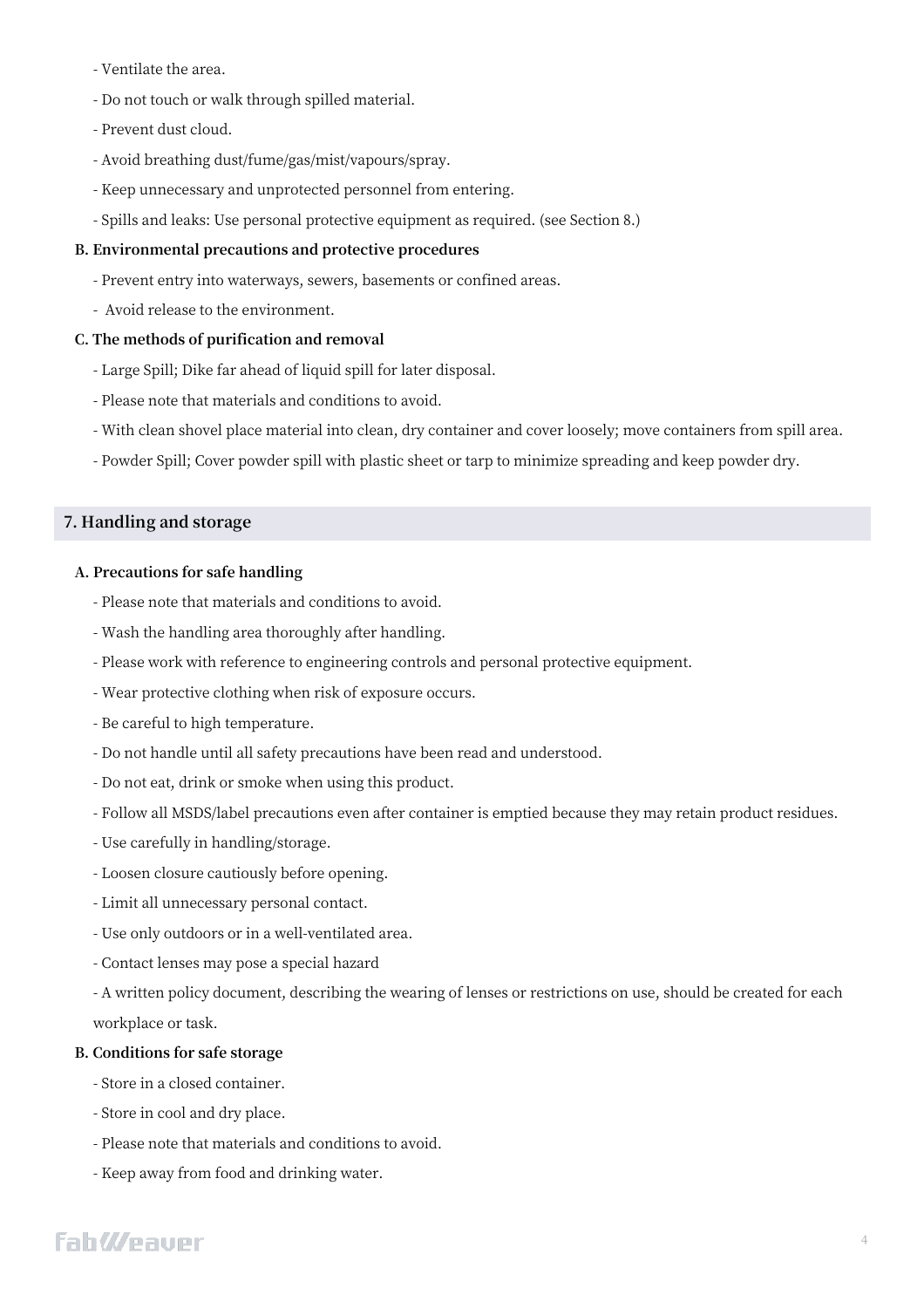- Ventilate the area.
- Do not touch or walk through spilled material.
- Prevent dust cloud.
- Avoid breathing dust/fume/gas/mist/vapours/spray.
- Keep unnecessary and unprotected personnel from entering.
- Spills and leaks: Use personal protective equipment as required. (see Section 8.)

**B. Environmental precautions and protective procedures**

- Prevent entry into waterways, sewers, basements or confined areas.
- Avoid release to the environment.

**C. The methods of purification and removal**

- Large Spill; Dike far ahead of liquid spill for later disposal.
- Please note that materials and conditions to avoid.
- With clean shovel place material into clean, dry container and cover loosely; move containers from spill area.
- Powder Spill; Cover powder spill with plastic sheet or tarp to minimize spreading and keep powder dry.

## 7. Handling and storage

**A. Precautions for safe handling**

- Please note that materials and conditions to avoid.
- Wash the handling area thoroughly after handling.
- Please work with reference to engineering controls and personal protective equipment.
- Wear protective clothing when risk of exposure occurs.
- Be careful to high temperature.
- Do not handle until all safety precautions have been read and understood.
- Do not eat, drink or smoke when using this product.
- Follow all MSDS/label precautions even after container is emptied because they may retain product residues.
- Use carefully in handling/storage.
- Loosen closure cautiously before opening.
- Limit all unnecessary personal contact.
- Use only outdoors or in a well-ventilated area.
- Contact lenses may pose a special hazard
- A written policy document, describing the wearing of lenses or restrictions on use, should be created for each workplace or task.

**B. Conditions for safe storage**

- Store in a closed container.
- Store in cool and dry place.
- Please note that materials and conditions to avoid.
- Keep away from food and drinking water.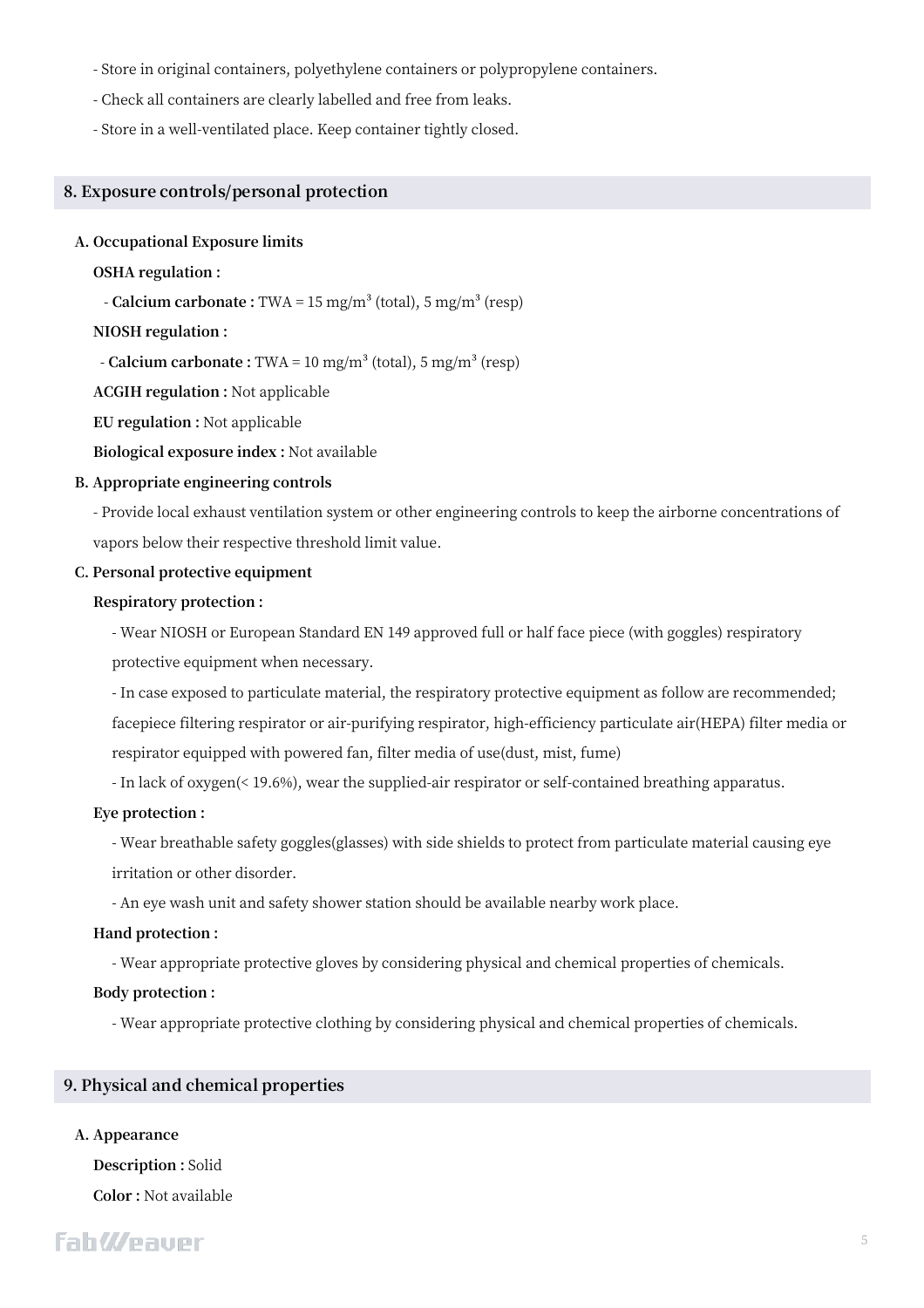- Store in original containers, polyethylene containers or polypropylene containers.
- Check all containers are clearly labelled and free from leaks.
- Store in a well-ventilated place. Keep container tightly closed.

## 8. Exposure controls/personal protection

**A. Occupational Exposure limits**

**OSHA regulation :**

- **Calcium carbonate :** TWA = 15 mg/m$^3$ (total), 5 mg/m$^3$ (resp)

**NIOSH regulation :**

- **Calcium carbonate :** TWA = 10 mg/m$^3$ (total), 5 mg/m$^3$ (resp)

**ACGIH regulation :** Not applicable

**EU regulation :** Not applicable

**Biological exposure index :** Not available

**B. Appropriate engineering controls**

- Provide local exhaust ventilation system or other engineering controls to keep the airborne concentrations of vapors below their respective threshold limit value.

**C. Personal protective equipment**

**Respiratory protection :**

- Wear NIOSH or European Standard EN 149 approved full or half face piece (with goggles) respiratory protective equipment when necessary.
- In case exposed to particulate material, the respiratory protective equipment as follow are recommended; facepiece filtering respirator or air-purifying respirator, high-efficiency particulate air(HEPA) filter media or respirator equipped with powered fan, filter media of use(dust, mist, fume)
- In lack of oxygen(< 19.6%), wear the supplied-air respirator or self-contained breathing apparatus.

**Eye protection :**

- Wear breathable safety goggles(glasses) with side shields to protect from particulate material causing eye irritation or other disorder.
- An eye wash unit and safety shower station should be available nearby work place.

**Hand protection :**

- Wear appropriate protective gloves by considering physical and chemical properties of chemicals.

**Body protection :**

- Wear appropriate protective clothing by considering physical and chemical properties of chemicals.

## 9. Physical and chemical properties

**A. Appearance**

**Description :** Solid

**Color :** Not available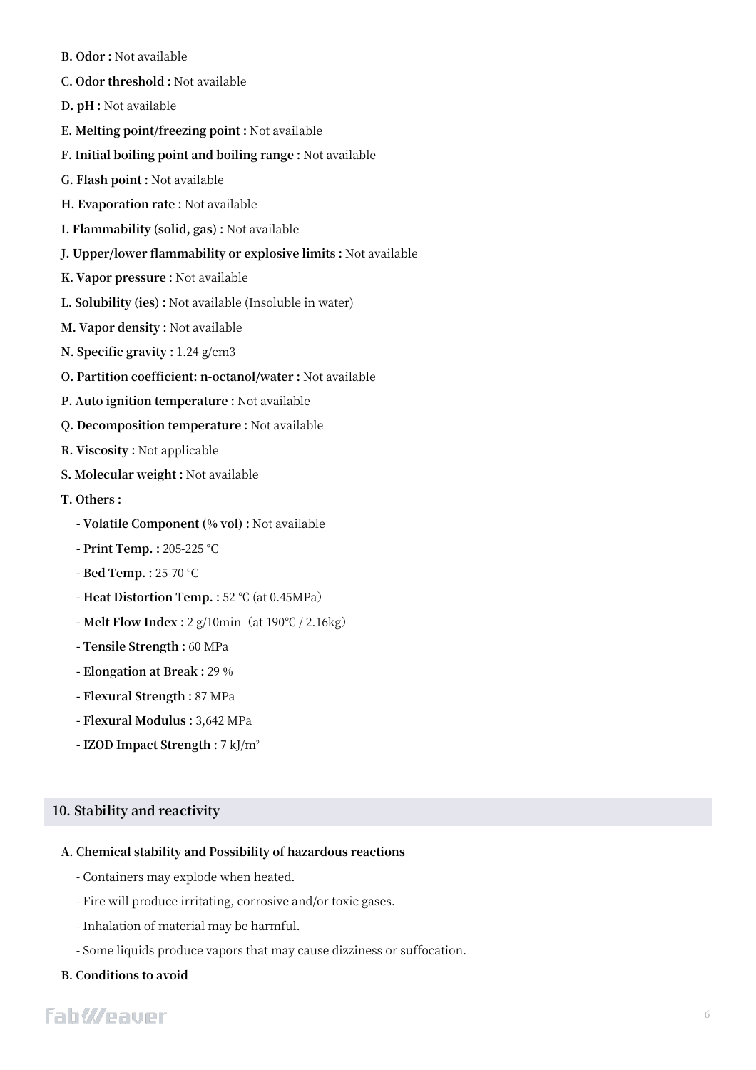**B. Odor :** Not available

**C. Odor threshold :** Not available

**D. pH :** Not available

**E. Melting point/freezing point :** Not available

**F. Initial boiling point and boiling range :** Not available

**G. Flash point :** Not available

**H. Evaporation rate :** Not available

**I. Flammability (solid, gas) :** Not available

**J. Upper/lower flammability or explosive limits :** Not available

**K. Vapor pressure :** Not available

**L. Solubility (ies) :** Not available (Insoluble in water)

**M. Vapor density :** Not available

**N. Specific gravity :** 1.24 g/cm3

**O. Partition coefficient: n-octanol/water :** Not available

**P. Auto ignition temperature :** Not available

**Q. Decomposition temperature :** Not available

**R. Viscosity :** Not applicable

**S. Molecular weight :** Not available

**T. Others :**

- **Volatile Component (% vol) :** Not available
- **Print Temp. :** 205-225 ℃
- **Bed Temp. :** 25-70 ℃
- **Heat Distortion Temp. :** 52 ℃ (at 0.45MPa)
- **Melt Flow Index :** 2 g/10min（at 190℃ / 2.16kg）
- **Tensile Strength :** 60 MPa
- **Elongation at Break :** 29 %
- **Flexural Strength :** 87 MPa
- **Flexural Modulus :** 3,642 MPa
- **IZOD Impact Strength :** 7 kJ/$m^2$

## 10. Stability and reactivity

**A. Chemical stability and Possibility of hazardous reactions**

- Containers may explode when heated.
- Fire will produce irritating, corrosive and/or toxic gases.
- Inhalation of material may be harmful.
- Some liquids produce vapors that may cause dizziness or suffocation.

**B. Conditions to avoid**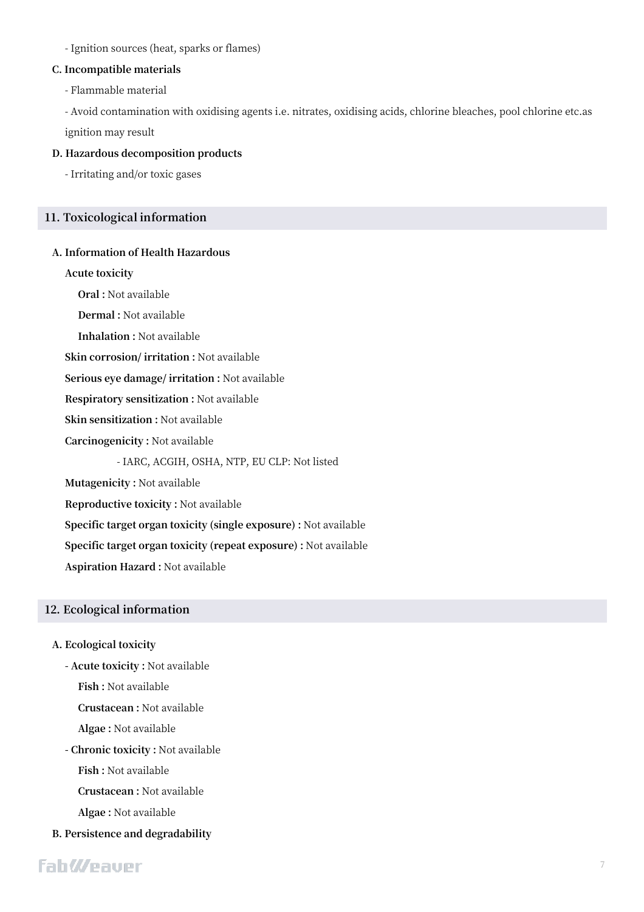- Ignition sources (heat, sparks or flames)

### C. Incompatible materials

- Flammable material
- Avoid contamination with oxidising agents i.e. nitrates, oxidising acids, chlorine bleaches, pool chlorine etc.as ignition may result

### D. Hazardous decomposition products

- Irritating and/or toxic gases

## 11. Toxicological information

### A. Information of Health Hazardous

**Acute toxicity**

**Oral :** Not available

**Dermal :** Not available

**Inhalation :** Not available

**Skin corrosion/ irritation :** Not available

**Serious eye damage/ irritation :** Not available

**Respiratory sensitization :** Not available

**Skin sensitization :** Not available

**Carcinogenicity :** Not available

- IARC, ACGIH, OSHA, NTP, EU CLP: Not listed

**Mutagenicity :** Not available

**Reproductive toxicity :** Not available

**Specific target organ toxicity (single exposure) :** Not available

**Specific target organ toxicity (repeat exposure) :** Not available

**Aspiration Hazard :** Not available

## 12. Ecological information

### A. Ecological toxicity

- **Acute toxicity :** Not available

**Fish :** Not available

**Crustacean :** Not available

**Algae :** Not available

- **Chronic toxicity :** Not available

**Fish :** Not available

**Crustacean :** Not available

**Algae :** Not available

### B. Persistence and degradability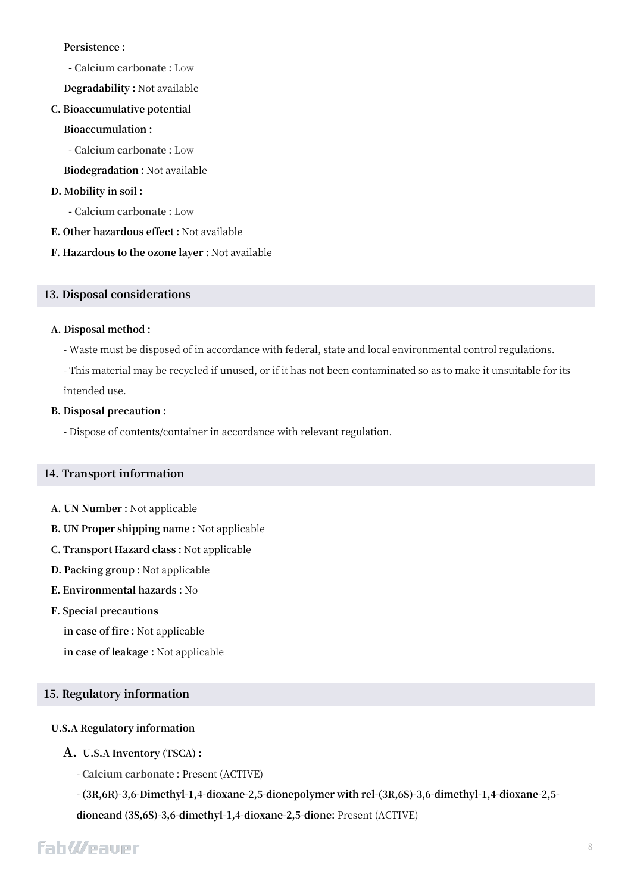**Persistence :**

- **Calcium carbonate :** Low

**Degradability :** Not available

**C. Bioaccumulative potential**

**Bioaccumulation :**

- **Calcium carbonate :** Low

**Biodegradation :** Not available

**D. Mobility in soil :**

- **Calcium carbonate :** Low

**E. Other hazardous effect :** Not available

**F. Hazardous to the ozone layer :** Not available

## 13. Disposal considerations

**A. Disposal method :**

- Waste must be disposed of in accordance with federal, state and local environmental control regulations.
- This material may be recycled if unused, or if it has not been contaminated so as to make it unsuitable for its intended use.

**B. Disposal precaution :**

- Dispose of contents/container in accordance with relevant regulation.

## 14. Transport information

**A. UN Number :** Not applicable

**B. UN Proper shipping name :** Not applicable

**C. Transport Hazard class :** Not applicable

**D. Packing group :** Not applicable

**E. Environmental hazards :** No

**F. Special precautions**

**in case of fire :** Not applicable

**in case of leakage :** Not applicable

## 15. Regulatory information

**U.S.A Regulatory information**

**A. U.S.A Inventory (TSCA) :**

- **Calcium carbonate :** Present (ACTIVE)
- **(3R,6R)-3,6-Dimethyl-1,4-dioxane-2,5-dionepolymer with rel-(3R,6S)-3,6-dimethyl-1,4-dioxane-2,5-dioneand (3S,6S)-3,6-dimethyl-1,4-dioxane-2,5-dione:** Present (ACTIVE)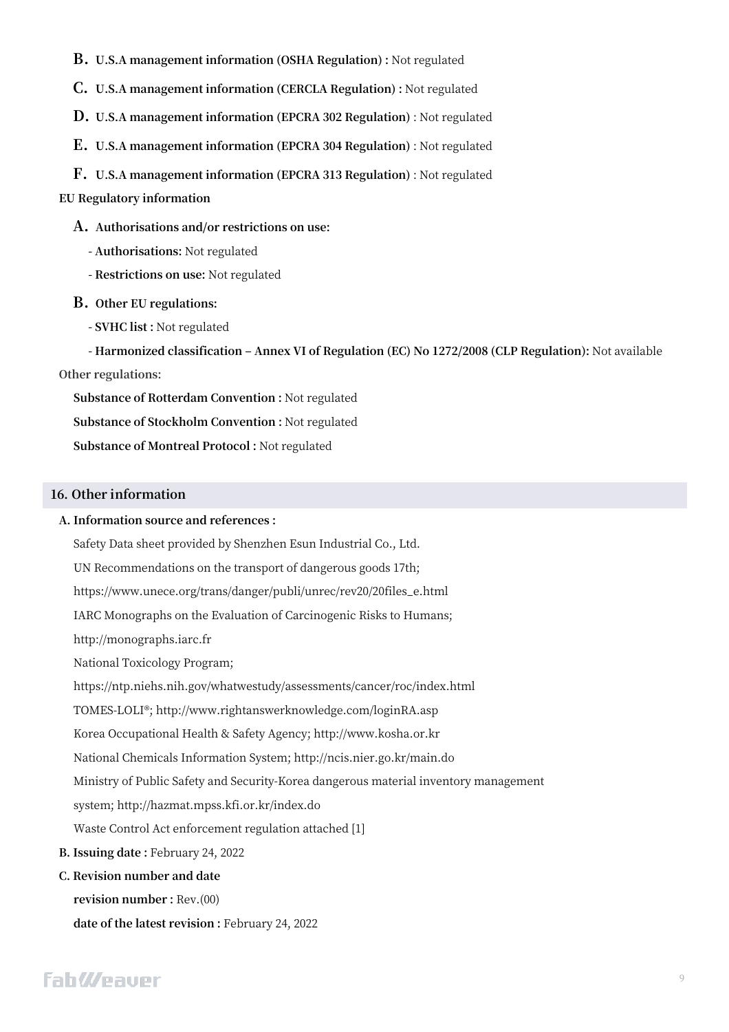**B. U.S.A management information (OSHA Regulation) :** Not regulated

**C. U.S.A management information (CERCLA Regulation) :** Not regulated

**D. U.S.A management information (EPCRA 302 Regulation)** : Not regulated

**E. U.S.A management information (EPCRA 304 Regulation)** : Not regulated

**F. U.S.A management information (EPCRA 313 Regulation)** : Not regulated

**EU Regulatory information**

**A. Authorisations and/or restrictions on use:**

- **Authorisations:** Not regulated
- **Restrictions on use:** Not regulated

**B. Other EU regulations:**

- **SVHC list :** Not regulated
- **Harmonized classification – Annex VI of Regulation (EC) No 1272/2008 (CLP Regulation):** Not available

Other regulations:

**Substance of Rotterdam Convention :** Not regulated

**Substance of Stockholm Convention :** Not regulated

**Substance of Montreal Protocol :** Not regulated

## 16. Other information

**A. Information source and references :**

Safety Data sheet provided by Shenzhen Esun Industrial Co., Ltd.

UN Recommendations on the transport of dangerous goods 17th;

https://www.unece.org/trans/danger/publi/unrec/rev20/20files_e.html

IARC Monographs on the Evaluation of Carcinogenic Risks to Humans;

http://monographs.iarc.fr

National Toxicology Program;

https://ntp.niehs.nih.gov/whatwestudy/assessments/cancer/roc/index.html

TOMES-LOLI®; http://www.rightanswerknowledge.com/loginRA.asp

Korea Occupational Health & Safety Agency; http://www.kosha.or.kr

National Chemicals Information System; http://ncis.nier.go.kr/main.do

Ministry of Public Safety and Security-Korea dangerous material inventory management system; http://hazmat.mpss.kfi.or.kr/index.do

Waste Control Act enforcement regulation attached [1]

**B. Issuing date :** February 24, 2022

**C. Revision number and date**

**revision number :** Rev.(00)

**date of the latest revision :** February 24, 2022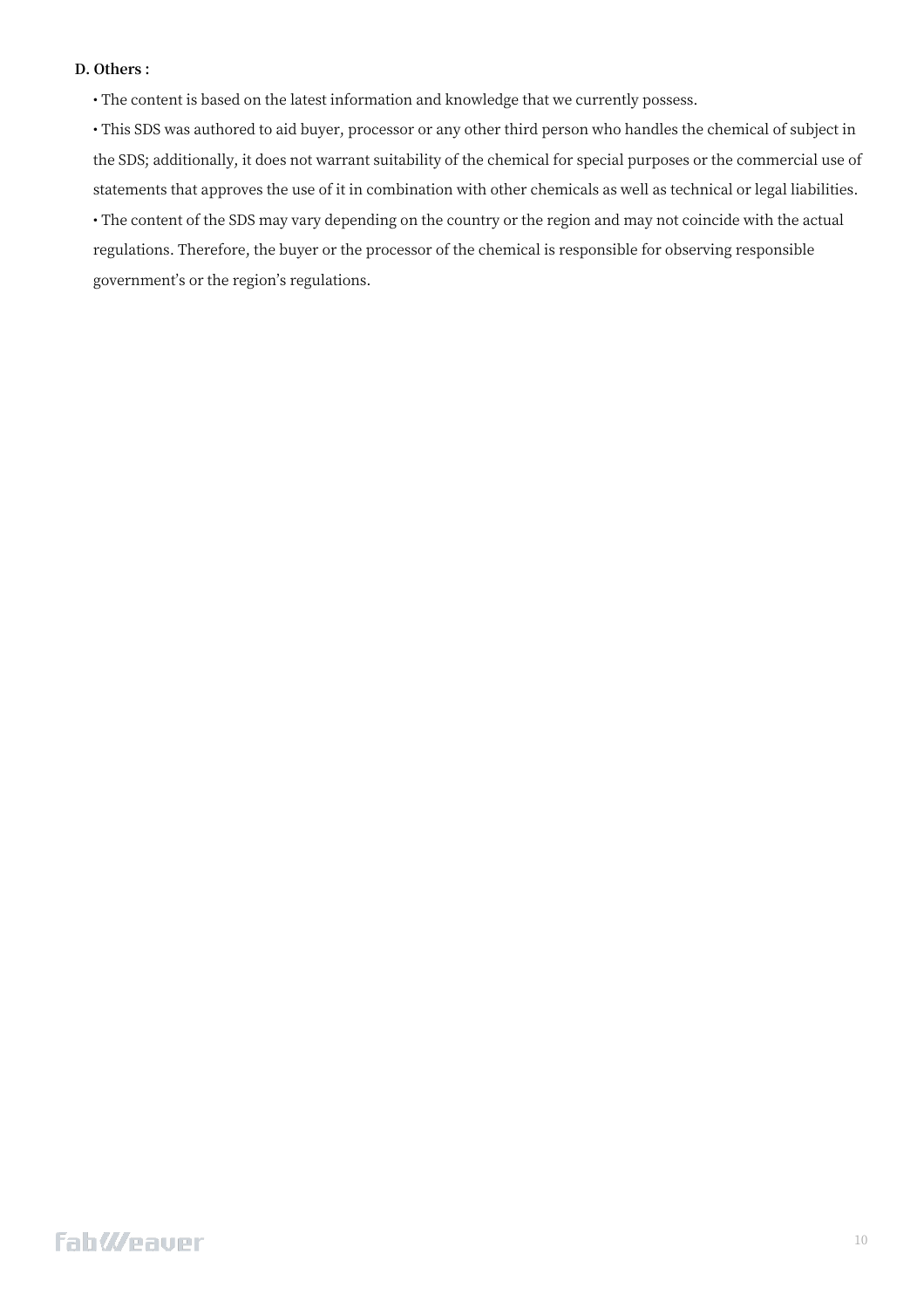**D. Others :**

- The content is based on the latest information and knowledge that we currently possess.
- This SDS was authored to aid buyer, processor or any other third person who handles the chemical of subject in the SDS; additionally, it does not warrant suitability of the chemical for special purposes or the commercial use of statements that approves the use of it in combination with other chemicals as well as technical or legal liabilities.
- The content of the SDS may vary depending on the country or the region and may not coincide with the actual regulations. Therefore, the buyer or the processor of the chemical is responsible for observing responsible government's or the region's regulations.